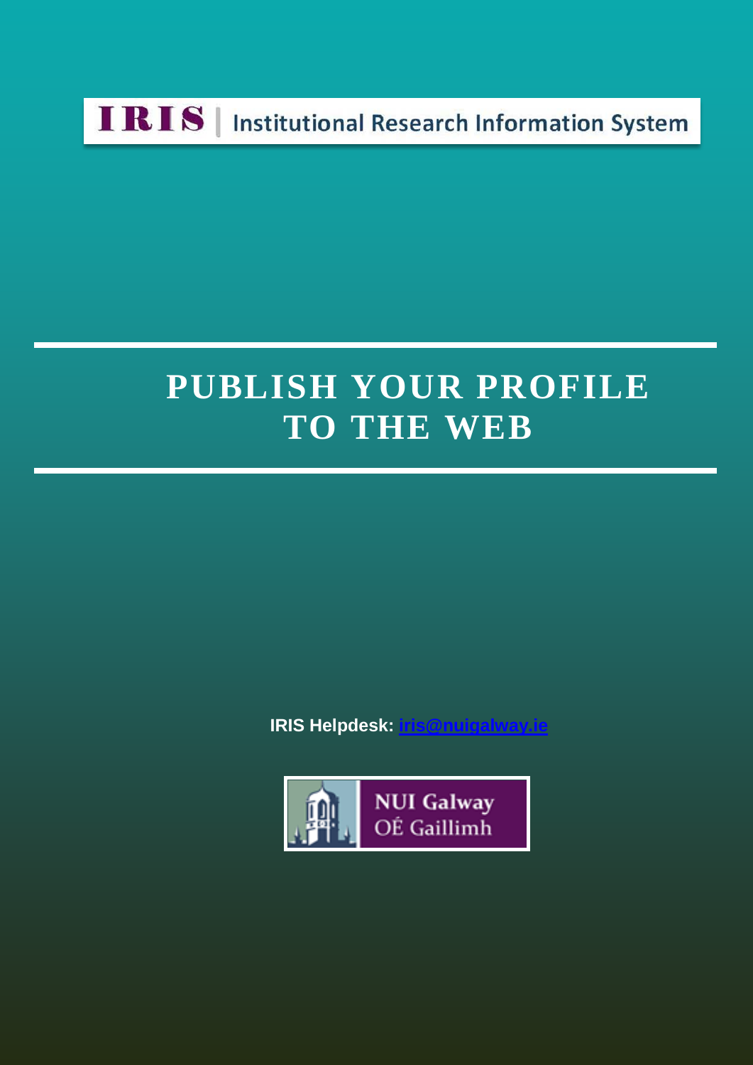IRIS | Institutional Research Information System

# PUBLISH YOUR PROFILE TO THE WEB

**IRIS Helpdesk: iris@nuigalway.ie**

NUI Galway
OÉ Gaillimh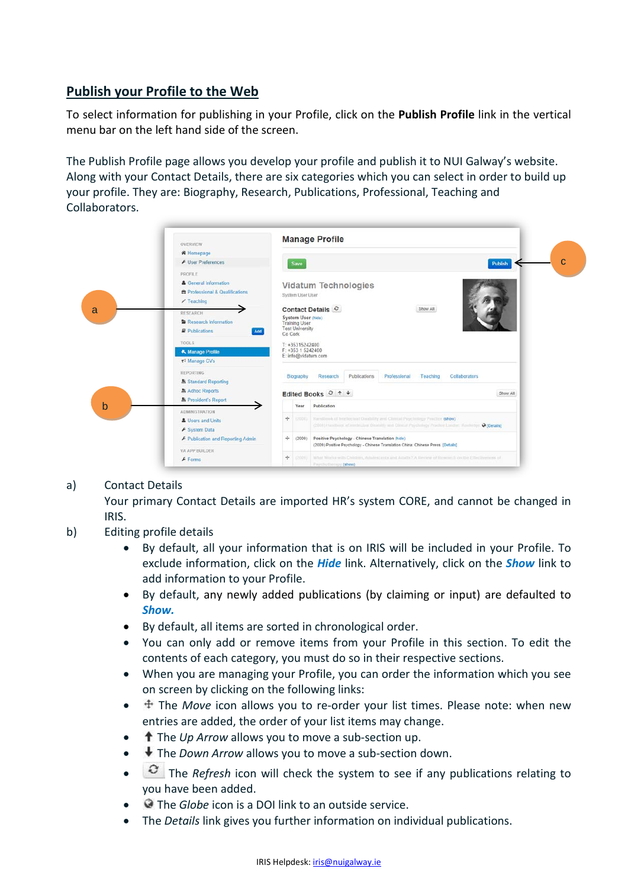## Publish your Profile to the Web

To select information for publishing in your Profile, click on the **Publish Profile** link in the vertical menu bar on the left hand side of the screen.

The Publish Profile page allows you develop your profile and publish it to NUI Galway's website. Along with your Contact Details, there are six categories which you can select in order to build up your profile. They are: Biography, Research, Publications, Professional, Teaching and Collaborators.

a) Contact Details
Your primary Contact Details are imported HR's system CORE, and cannot be changed in IRIS.

b) Editing profile details

- By default, all your information that is on IRIS will be included in your Profile. To exclude information, click on the ***Hide*** link. Alternatively, click on the ***Show*** link to add information to your Profile.
- By default, any newly added publications (by claiming or input) are defaulted to ***Show.***
- By default, all items are sorted in chronological order.
- You can only add or remove items from your Profile in this section. To edit the contents of each category, you must do so in their respective sections.
- When you are managing your Profile, you can order the information which you see on screen by clicking on the following links:
- The *Move* icon allows you to re-order your list times. Please note: when new entries are added, the order of your list items may change.
- The *Up Arrow* allows you to move a sub-section up.
- The *Down Arrow* allows you to move a sub-section down.
- The *Refresh* icon will check the system to see if any publications relating to you have been added.
- The *Globe* icon is a DOI link to an outside service.
- The *Details* link gives you further information on individual publications.

IRIS Helpdesk: iris@nuigalway.ie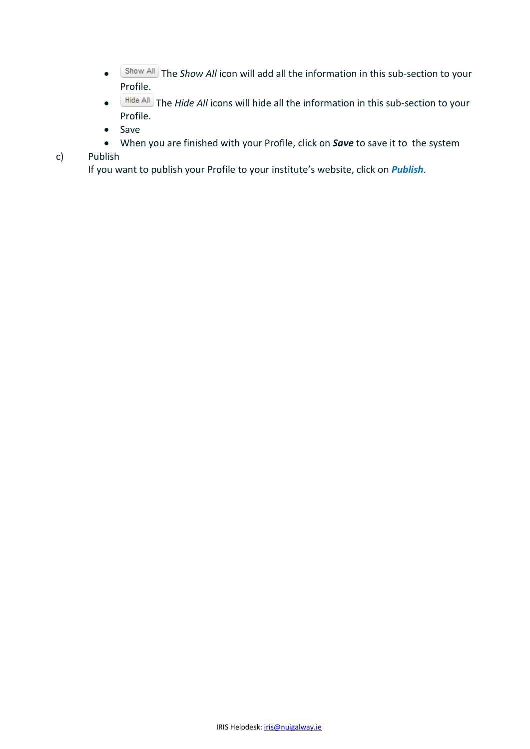- Show All The *Show All* icon will add all the information in this sub-section to your Profile.
- Hide All The *Hide All* icons will hide all the information in this sub-section to your Profile.
- Save
- When you are finished with your Profile, click on ***Save*** to save it to the system

c) Publish

If you want to publish your Profile to your institute's website, click on ***Publish***.

IRIS Helpdesk: iris@nuigalway.ie